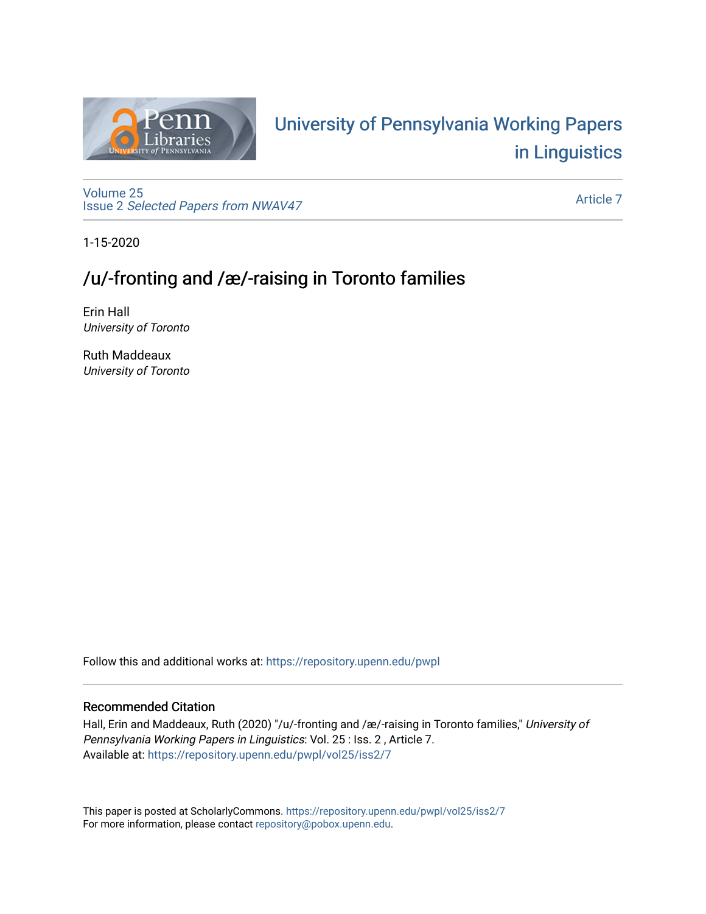University of Pennsylvania Working Papers in Linguistics

Volume 25
Issue 2 *Selected Papers from NWAV47*

Article 7

1-15-2020

# /u/-fronting and /æ/-raising in Toronto families

Erin Hall
*University of Toronto*

Ruth Maddeaux
*University of Toronto*

Follow this and additional works at: https://repository.upenn.edu/pwpl

## Recommended Citation

Hall, Erin and Maddeaux, Ruth (2020) "/u/-fronting and /æ/-raising in Toronto families," *University of Pennsylvania Working Papers in Linguistics*: Vol. 25 : Iss. 2 , Article 7.
Available at: https://repository.upenn.edu/pwpl/vol25/iss2/7

This paper is posted at ScholarlyCommons. https://repository.upenn.edu/pwpl/vol25/iss2/7
For more information, please contact repository@pobox.upenn.edu.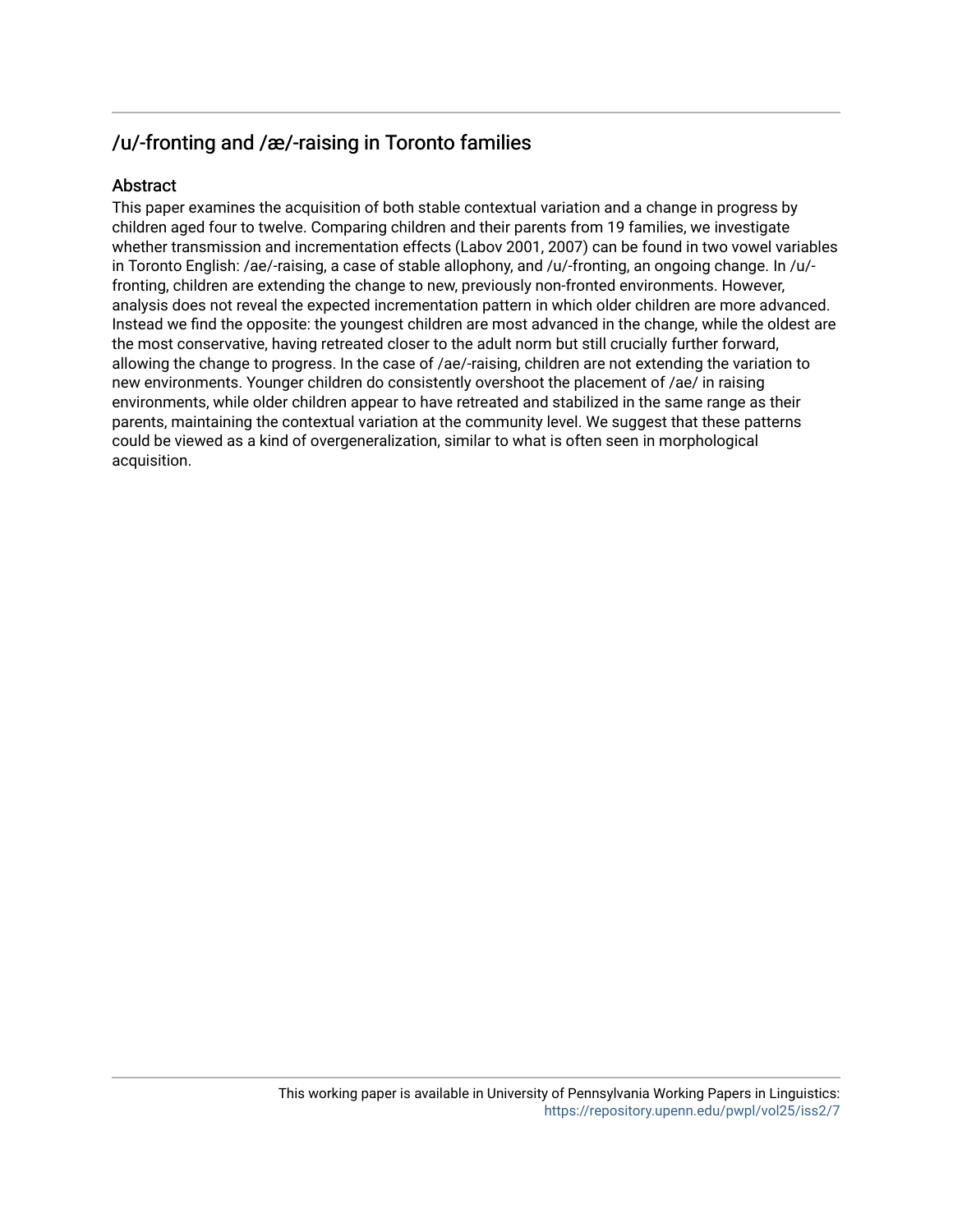## /u/-fronting and /æ/-raising in Toronto families

### Abstract

This paper examines the acquisition of both stable contextual variation and a change in progress by children aged four to twelve. Comparing children and their parents from 19 families, we investigate whether transmission and incrementation effects (Labov 2001, 2007) can be found in two vowel variables in Toronto English: /ae/-raising, a case of stable allophony, and /u/-fronting, an ongoing change. In /u/-fronting, children are extending the change to new, previously non-fronted environments. However, analysis does not reveal the expected incrementation pattern in which older children are more advanced. Instead we find the opposite: the youngest children are most advanced in the change, while the oldest are the most conservative, having retreated closer to the adult norm but still crucially further forward, allowing the change to progress. In the case of /ae/-raising, children are not extending the variation to new environments. Younger children do consistently overshoot the placement of /ae/ in raising environments, while older children appear to have retreated and stabilized in the same range as their parents, maintaining the contextual variation at the community level. We suggest that these patterns could be viewed as a kind of overgeneralization, similar to what is often seen in morphological acquisition.

This working paper is available in University of Pennsylvania Working Papers in Linguistics: https://repository.upenn.edu/pwpl/vol25/iss2/7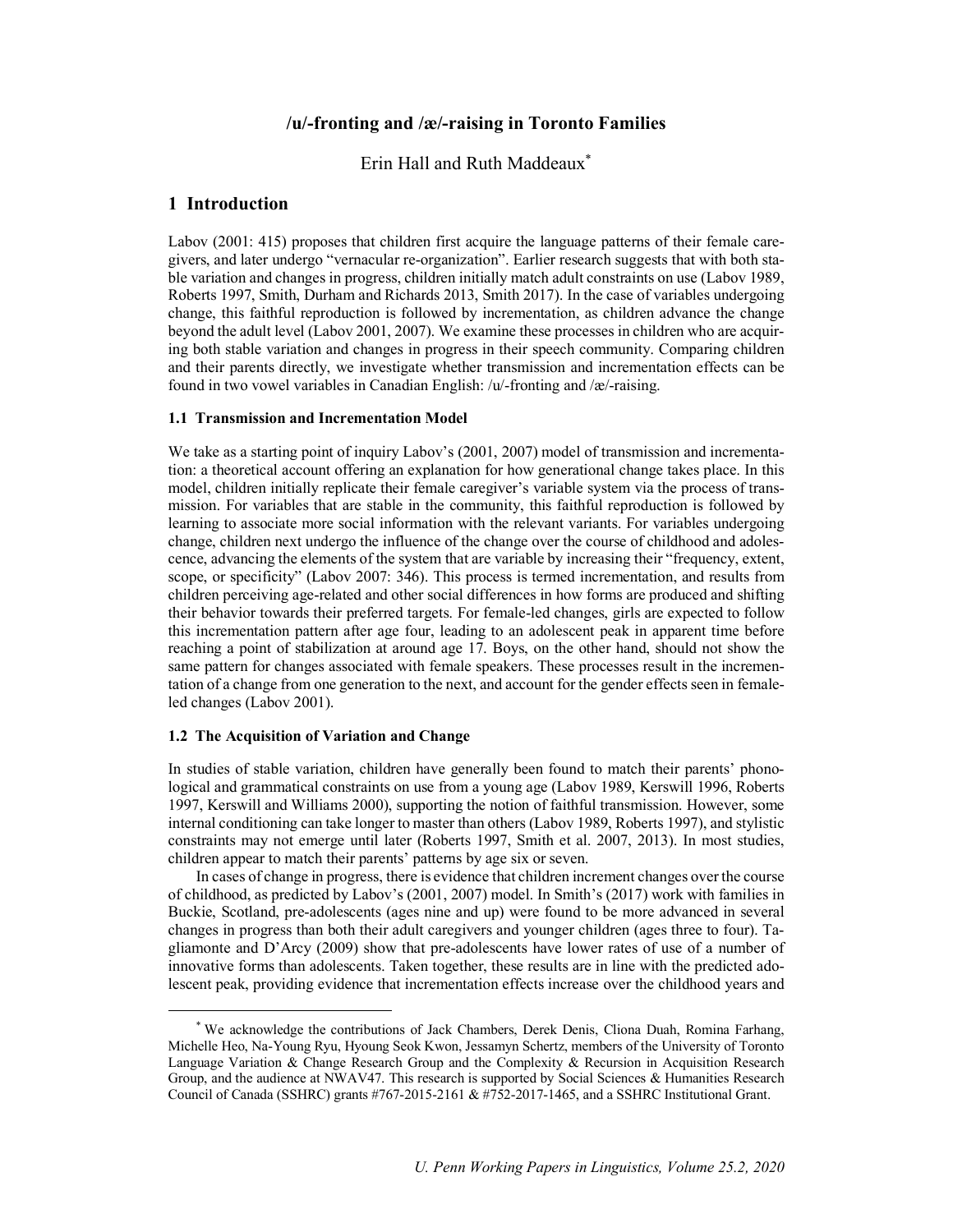# /u/-fronting and /æ/-raising in Toronto Families

Erin Hall and Ruth Maddeaux[*]

## 1 Introduction

Labov (2001: 415) proposes that children first acquire the language patterns of their female caregivers, and later undergo "vernacular re-organization". Earlier research suggests that with both stable variation and changes in progress, children initially match adult constraints on use (Labov 1989, Roberts 1997, Smith, Durham and Richards 2013, Smith 2017). In the case of variables undergoing change, this faithful reproduction is followed by incrementation, as children advance the change beyond the adult level (Labov 2001, 2007). We examine these processes in children who are acquiring both stable variation and changes in progress in their speech community. Comparing children and their parents directly, we investigate whether transmission and incrementation effects can be found in two vowel variables in Canadian English: /u/-fronting and /æ/-raising.

### 1.1 Transmission and Incrementation Model

We take as a starting point of inquiry Labov's (2001, 2007) model of transmission and incrementation: a theoretical account offering an explanation for how generational change takes place. In this model, children initially replicate their female caregiver's variable system via the process of transmission. For variables that are stable in the community, this faithful reproduction is followed by learning to associate more social information with the relevant variants. For variables undergoing change, children next undergo the influence of the change over the course of childhood and adolescence, advancing the elements of the system that are variable by increasing their "frequency, extent, scope, or specificity" (Labov 2007: 346). This process is termed incrementation, and results from children perceiving age-related and other social differences in how forms are produced and shifting their behavior towards their preferred targets. For female-led changes, girls are expected to follow this incrementation pattern after age four, leading to an adolescent peak in apparent time before reaching a point of stabilization at around age 17. Boys, on the other hand, should not show the same pattern for changes associated with female speakers. These processes result in the incrementation of a change from one generation to the next, and account for the gender effects seen in female-led changes (Labov 2001).

### 1.2 The Acquisition of Variation and Change

In studies of stable variation, children have generally been found to match their parents' phonological and grammatical constraints on use from a young age (Labov 1989, Kerswill 1996, Roberts 1997, Kerswill and Williams 2000), supporting the notion of faithful transmission. However, some internal conditioning can take longer to master than others (Labov 1989, Roberts 1997), and stylistic constraints may not emerge until later (Roberts 1997, Smith et al. 2007, 2013). In most studies, children appear to match their parents' patterns by age six or seven.

In cases of change in progress, there is evidence that children increment changes over the course of childhood, as predicted by Labov's (2001, 2007) model. In Smith's (2017) work with families in Buckie, Scotland, pre-adolescents (ages nine and up) were found to be more advanced in several changes in progress than both their adult caregivers and younger children (ages three to four). Tagliamonte and D'Arcy (2009) show that pre-adolescents have lower rates of use of a number of innovative forms than adolescents. Taken together, these results are in line with the predicted adolescent peak, providing evidence that incrementation effects increase over the childhood years and

[*] We acknowledge the contributions of Jack Chambers, Derek Denis, Cliona Duah, Romina Farhang, Michelle Heo, Na-Young Ryu, Hyoung Seok Kwon, Jessamyn Schertz, members of the University of Toronto Language Variation & Change Research Group and the Complexity & Recursion in Acquisition Research Group, and the audience at NWAV47. This research is supported by Social Sciences & Humanities Research Council of Canada (SSHRC) grants #767-2015-2161 & #752-2017-1465, and a SSHRC Institutional Grant.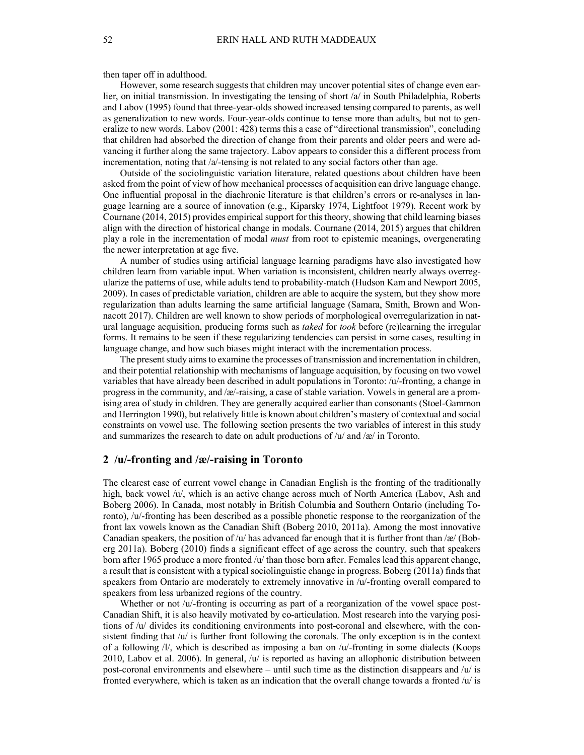then taper off in adulthood.

However, some research suggests that children may uncover potential sites of change even earlier, on initial transmission. In investigating the tensing of short /a/ in South Philadelphia, Roberts and Labov (1995) found that three-year-olds showed increased tensing compared to parents, as well as generalization to new words. Four-year-olds continue to tense more than adults, but not to generalize to new words. Labov (2001: 428) terms this a case of "directional transmission", concluding that children had absorbed the direction of change from their parents and older peers and were advancing it further along the same trajectory. Labov appears to consider this a different process from incrementation, noting that /a/-tensing is not related to any social factors other than age.

Outside of the sociolinguistic variation literature, related questions about children have been asked from the point of view of how mechanical processes of acquisition can drive language change. One influential proposal in the diachronic literature is that children's errors or re-analyses in language learning are a source of innovation (e.g., Kiparsky 1974, Lightfoot 1979). Recent work by Cournane (2014, 2015) provides empirical support for this theory, showing that child learning biases align with the direction of historical change in modals. Cournane (2014, 2015) argues that children play a role in the incrementation of modal *must* from root to epistemic meanings, overgenerating the newer interpretation at age five.

A number of studies using artificial language learning paradigms have also investigated how children learn from variable input. When variation is inconsistent, children nearly always overregularize the patterns of use, while adults tend to probability-match (Hudson Kam and Newport 2005, 2009). In cases of predictable variation, children are able to acquire the system, but they show more regularization than adults learning the same artificial language (Samara, Smith, Brown and Wonnacott 2017). Children are well known to show periods of morphological overregularization in natural language acquisition, producing forms such as *taked* for *took* before (re)learning the irregular forms. It remains to be seen if these regularizing tendencies can persist in some cases, resulting in language change, and how such biases might interact with the incrementation process.

The present study aims to examine the processes of transmission and incrementation in children, and their potential relationship with mechanisms of language acquisition, by focusing on two vowel variables that have already been described in adult populations in Toronto: /u/-fronting, a change in progress in the community, and /æ/-raising, a case of stable variation. Vowels in general are a promising area of study in children. They are generally acquired earlier than consonants (Stoel-Gammon and Herrington 1990), but relatively little is known about children's mastery of contextual and social constraints on vowel use. The following section presents the two variables of interest in this study and summarizes the research to date on adult productions of /u/ and /æ/ in Toronto.

## 2 /u/-fronting and /æ/-raising in Toronto

The clearest case of current vowel change in Canadian English is the fronting of the traditionally high, back vowel /u/, which is an active change across much of North America (Labov, Ash and Boberg 2006). In Canada, most notably in British Columbia and Southern Ontario (including Toronto), /u/-fronting has been described as a possible phonetic response to the reorganization of the front lax vowels known as the Canadian Shift (Boberg 2010, 2011a). Among the most innovative Canadian speakers, the position of /u/ has advanced far enough that it is further front than /æ/ (Boberg 2011a). Boberg (2010) finds a significant effect of age across the country, such that speakers born after 1965 produce a more fronted /u/ than those born after. Females lead this apparent change, a result that is consistent with a typical sociolinguistic change in progress. Boberg (2011a) finds that speakers from Ontario are moderately to extremely innovative in /u/-fronting overall compared to speakers from less urbanized regions of the country.

Whether or not /u/-fronting is occurring as part of a reorganization of the vowel space post-Canadian Shift, it is also heavily motivated by co-articulation. Most research into the varying positions of /u/ divides its conditioning environments into post-coronal and elsewhere, with the consistent finding that /u/ is further front following the coronals. The only exception is in the context of a following /l/, which is described as imposing a ban on /u/-fronting in some dialects (Koops 2010, Labov et al. 2006). In general, /u/ is reported as having an allophonic distribution between post-coronal environments and elsewhere – until such time as the distinction disappears and /u/ is fronted everywhere, which is taken as an indication that the overall change towards a fronted /u/ is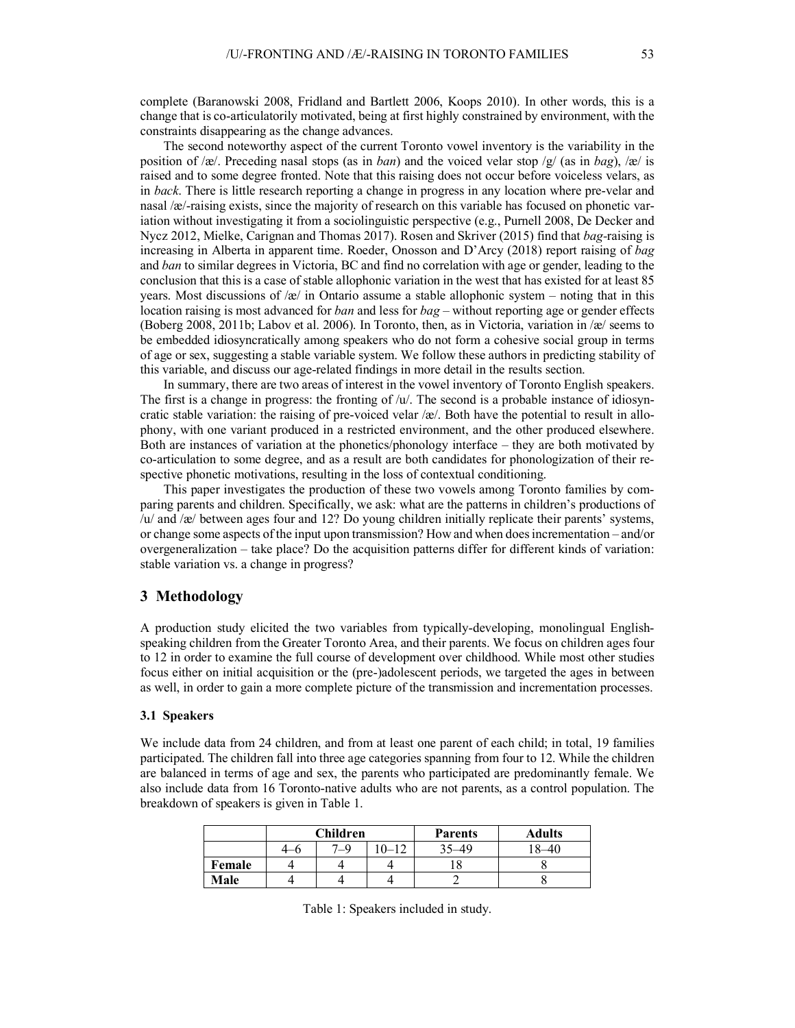complete (Baranowski 2008, Fridland and Bartlett 2006, Koops 2010). In other words, this is a change that is co-articulatorily motivated, being at first highly constrained by environment, with the constraints disappearing as the change advances.

The second noteworthy aspect of the current Toronto vowel inventory is the variability in the position of /æ/. Preceding nasal stops (as in *ban*) and the voiced velar stop /g/ (as in *bag*), /æ/ is raised and to some degree fronted. Note that this raising does not occur before voiceless velars, as in *back*. There is little research reporting a change in progress in any location where pre-velar and nasal /æ/-raising exists, since the majority of research on this variable has focused on phonetic variation without investigating it from a sociolinguistic perspective (e.g., Purnell 2008, De Decker and Nycz 2012, Mielke, Carignan and Thomas 2017). Rosen and Skriver (2015) find that *bag*-raising is increasing in Alberta in apparent time. Roeder, Onosson and D'Arcy (2018) report raising of *bag* and *ban* to similar degrees in Victoria, BC and find no correlation with age or gender, leading to the conclusion that this is a case of stable allophonic variation in the west that has existed for at least 85 years. Most discussions of /æ/ in Ontario assume a stable allophonic system – noting that in this location raising is most advanced for *ban* and less for *bag* – without reporting age or gender effects (Boberg 2008, 2011b; Labov et al. 2006). In Toronto, then, as in Victoria, variation in /æ/ seems to be embedded idiosyncratically among speakers who do not form a cohesive social group in terms of age or sex, suggesting a stable variable system. We follow these authors in predicting stability of this variable, and discuss our age-related findings in more detail in the results section.

In summary, there are two areas of interest in the vowel inventory of Toronto English speakers. The first is a change in progress: the fronting of /u/. The second is a probable instance of idiosyncratic stable variation: the raising of pre-voiced velar /æ/. Both have the potential to result in allophony, with one variant produced in a restricted environment, and the other produced elsewhere. Both are instances of variation at the phonetics/phonology interface – they are both motivated by co-articulation to some degree, and as a result are both candidates for phonologization of their respective phonetic motivations, resulting in the loss of contextual conditioning.

This paper investigates the production of these two vowels among Toronto families by comparing parents and children. Specifically, we ask: what are the patterns in children's productions of /u/ and /æ/ between ages four and 12? Do young children initially replicate their parents' systems, or change some aspects of the input upon transmission? How and when does incrementation – and/or overgeneralization – take place? Do the acquisition patterns differ for different kinds of variation: stable variation vs. a change in progress?

## 3 Methodology

A production study elicited the two variables from typically-developing, monolingual English-speaking children from the Greater Toronto Area, and their parents. We focus on children ages four to 12 in order to examine the full course of development over childhood. While most other studies focus either on initial acquisition or the (pre-)adolescent periods, we targeted the ages in between as well, in order to gain a more complete picture of the transmission and incrementation processes.

### 3.1 Speakers

We include data from 24 children, and from at least one parent of each child; in total, 19 families participated. The children fall into three age categories spanning from four to 12. While the children are balanced in terms of age and sex, the parents who participated are predominantly female. We also include data from 16 Toronto-native adults who are not parents, as a control population. The breakdown of speakers is given in Table 1.

| | Children | | | Parents | Adults |
|---|---|---|---|---|---|
| | 4–6 | 7–9 | 10–12 | 35–49 | 18–40 |
| **Female** | 4 | 4 | 4 | 18 | 8 |
| **Male** | 4 | 4 | 4 | 2 | 8 |

Table 1: Speakers included in study.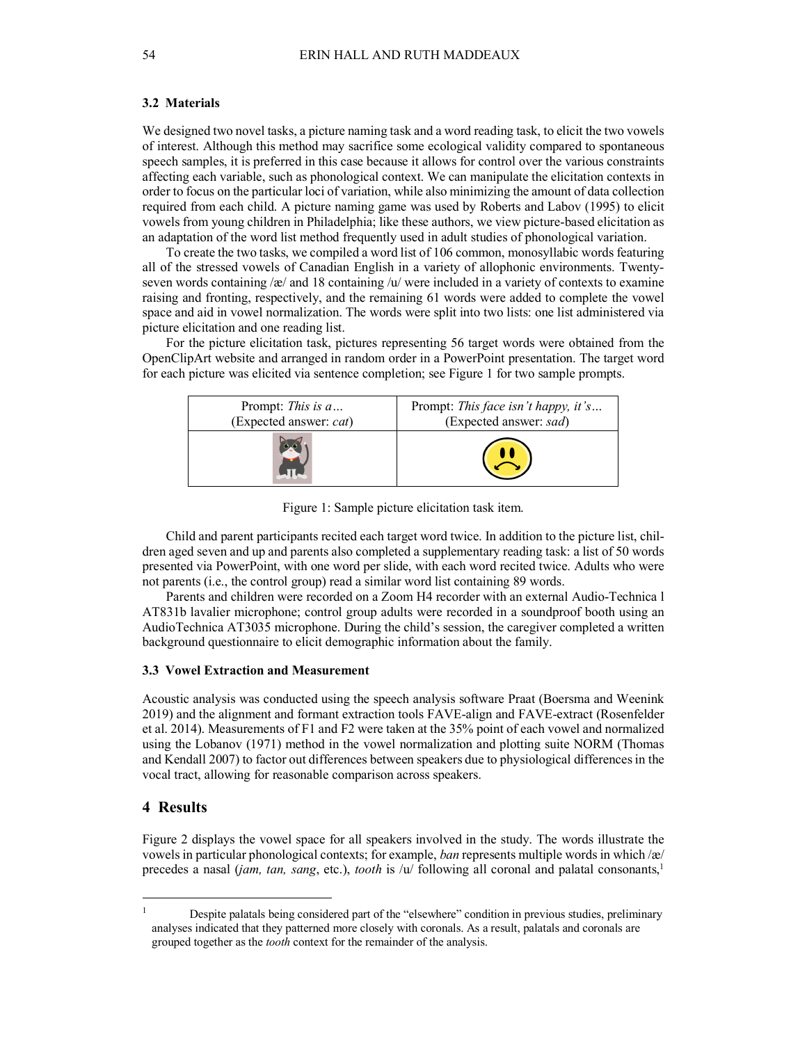### 3.2 Materials

We designed two novel tasks, a picture naming task and a word reading task, to elicit the two vowels of interest. Although this method may sacrifice some ecological validity compared to spontaneous speech samples, it is preferred in this case because it allows for control over the various constraints affecting each variable, such as phonological context. We can manipulate the elicitation contexts in order to focus on the particular loci of variation, while also minimizing the amount of data collection required from each child. A picture naming game was used by Roberts and Labov (1995) to elicit vowels from young children in Philadelphia; like these authors, we view picture-based elicitation as an adaptation of the word list method frequently used in adult studies of phonological variation.

To create the two tasks, we compiled a word list of 106 common, monosyllabic words featuring all of the stressed vowels of Canadian English in a variety of allophonic environments. Twenty-seven words containing /æ/ and 18 containing /u/ were included in a variety of contexts to examine raising and fronting, respectively, and the remaining 61 words were added to complete the vowel space and aid in vowel normalization. The words were split into two lists: one list administered via picture elicitation and one reading list.

For the picture elicitation task, pictures representing 56 target words were obtained from the OpenClipArt website and arranged in random order in a PowerPoint presentation. The target word for each picture was elicited via sentence completion; see Figure 1 for two sample prompts.

| Prompt: *This is a…* (Expected answer: *cat*) | Prompt: *This face isn't happy, it's…* (Expected answer: *sad*) |
| --- | --- |
| | |

Figure 1: Sample picture elicitation task item.

Child and parent participants recited each target word twice. In addition to the picture list, children aged seven and up and parents also completed a supplementary reading task: a list of 50 words presented via PowerPoint, with one word per slide, with each word recited twice. Adults who were not parents (i.e., the control group) read a similar word list containing 89 words.

Parents and children were recorded on a Zoom H4 recorder with an external Audio-Technica l AT831b lavalier microphone; control group adults were recorded in a soundproof booth using an AudioTechnica AT3035 microphone. During the child's session, the caregiver completed a written background questionnaire to elicit demographic information about the family.

### 3.3 Vowel Extraction and Measurement

Acoustic analysis was conducted using the speech analysis software Praat (Boersma and Weenink 2019) and the alignment and formant extraction tools FAVE-align and FAVE-extract (Rosenfelder et al. 2014). Measurements of F1 and F2 were taken at the 35% point of each vowel and normalized using the Lobanov (1971) method in the vowel normalization and plotting suite NORM (Thomas and Kendall 2007) to factor out differences between speakers due to physiological differences in the vocal tract, allowing for reasonable comparison across speakers.

## 4 Results

Figure 2 displays the vowel space for all speakers involved in the study. The words illustrate the vowels in particular phonological contexts; for example, *ban* represents multiple words in which /æ/ precedes a nasal (*jam, tan, sang*, etc.), *tooth* is /u/ following all coronal and palatal consonants,[1]

[1] Despite palatals being considered part of the "elsewhere" condition in previous studies, preliminary analyses indicated that they patterned more closely with coronals. As a result, palatals and coronals are grouped together as the *tooth* context for the remainder of the analysis.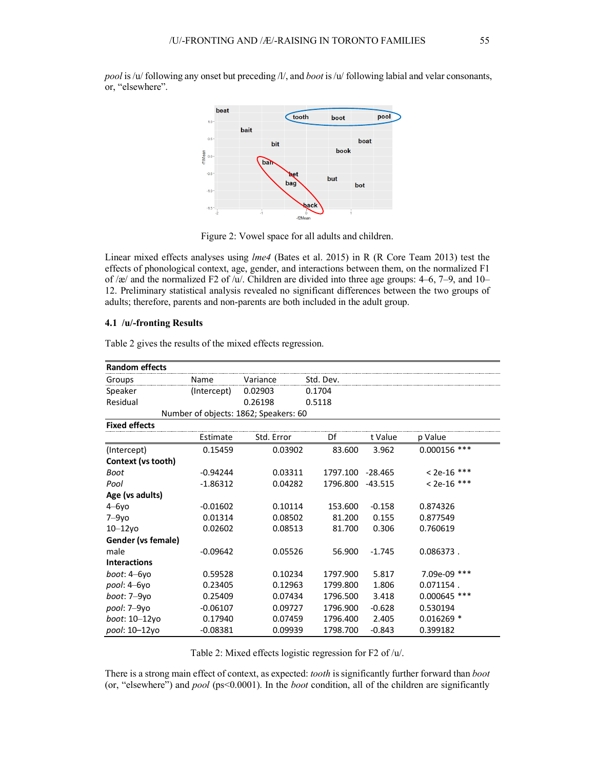*pool* is /u/ following any onset but preceding /l/, and *boot* is /u/ following labial and velar consonants, or, "elsewhere".

beat
tooth
boot
pool
1.0
bait
0.5
bit
boat
book
-f1Mean
0.0
ban
-0.5
bet
bag
but
bot
-1.0
-1.5
back
-2
-1
0
1
-f2Mean

Figure 2: Vowel space for all adults and children.

Linear mixed effects analyses using *lme4* (Bates et al. 2015) in R (R Core Team 2013) test the effects of phonological context, age, gender, and interactions between them, on the normalized F1 of /æ/ and the normalized F2 of /u/. Children are divided into three age groups: 4–6, 7–9, and 10–12. Preliminary statistical analysis revealed no significant differences between the two groups of adults; therefore, parents and non-parents are both included in the adult group.

### 4.1 /u/-fronting Results

Table 2 gives the results of the mixed effects regression.

| **Random effects** | | | | | |
|---|---|---|---|---|---|
| Groups | Name | Variance | Std. Dev. | | |
| Speaker | (Intercept) | 0.02903 | 0.1704 | | |
| Residual | | 0.26198 | 0.5118 | | |
| Number of objects: 1862; Speakers: 60 | | | | | |
| **Fixed effects** | | | | | |
| | Estimate | Std. Error | Df | t Value | p Value |
| (Intercept) | 0.15459 | 0.03902 | 83.600 | 3.962 | 0.000156 *** |
| **Context (vs tooth)** | | | | | |
| *Boot* | -0.94244 | 0.03311 | 1797.100 | -28.465 | < 2e-16 *** |
| *Pool* | -1.86312 | 0.04282 | 1796.800 | -43.515 | < 2e-16 *** |
| **Age (vs adults)** | | | | | |
| 4–6yo | -0.01602 | 0.10114 | 153.600 | -0.158 | 0.874326 |
| 7–9yo | 0.01314 | 0.08502 | 81.200 | 0.155 | 0.877549 |
| 10–12yo | 0.02602 | 0.08513 | 81.700 | 0.306 | 0.760619 |
| **Gender (vs female)** | | | | | |
| male | -0.09642 | 0.05526 | 56.900 | -1.745 | 0.086373 . |
| **Interactions** | | | | | |
| *boot*: 4–6yo | 0.59528 | 0.10234 | 1797.900 | 5.817 | 7.09e-09 *** |
| *pool*: 4–6yo | 0.23405 | 0.12963 | 1799.800 | 1.806 | 0.071154 . |
| *boot*: 7–9yo | 0.25409 | 0.07434 | 1796.500 | 3.418 | 0.000645 *** |
| *pool*: 7–9yo | -0.06107 | 0.09727 | 1796.900 | -0.628 | 0.530194 |
| *boot*: 10–12yo | 0.17940 | 0.07459 | 1796.400 | 2.405 | 0.016269 * |
| *pool*: 10–12yo | -0.08381 | 0.09939 | 1798.700 | -0.843 | 0.399182 |

Table 2: Mixed effects logistic regression for F2 of /u/.

There is a strong main effect of context, as expected: *tooth* is significantly further forward than *boot* (or, "elsewhere") and *pool* (ps<0.0001). In the *boot* condition, all of the children are significantly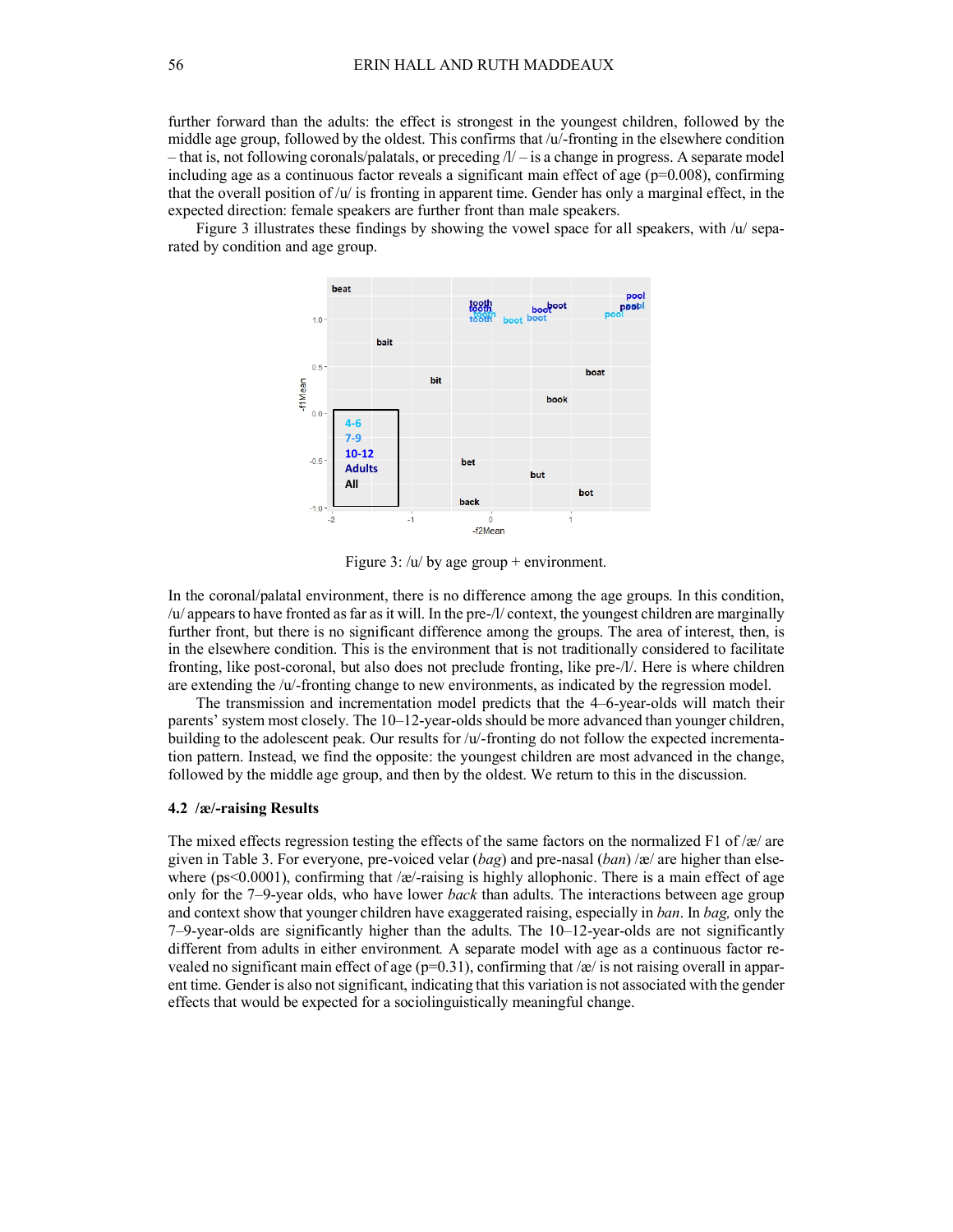further forward than the adults: the effect is strongest in the youngest children, followed by the middle age group, followed by the oldest. This confirms that /u/-fronting in the elsewhere condition – that is, not following coronals/palatals, or preceding /l/ – is a change in progress. A separate model including age as a continuous factor reveals a significant main effect of age (p=0.008), confirming that the overall position of /u/ is fronting in apparent time. Gender has only a marginal effect, in the expected direction: female speakers are further front than male speakers.

Figure 3 illustrates these findings by showing the vowel space for all speakers, with /u/ separated by condition and age group.

beat
tooth
tooth
tooth
tooth
boot
boot
boot
boot
pool
pool
pool
pool
bait
bit
boat
book
4-6
7-9
10-12
Adults
All
bet
but
bot
back
1.0
0.5
0.0
-0.5
-1.0
-f1Mean
-2
-1
0
1
-f2Mean

Figure 3: /u/ by age group + environment.

In the coronal/palatal environment, there is no difference among the age groups. In this condition, /u/ appears to have fronted as far as it will. In the pre-/l/ context, the youngest children are marginally further front, but there is no significant difference among the groups. The area of interest, then, is in the elsewhere condition. This is the environment that is not traditionally considered to facilitate fronting, like post-coronal, but also does not preclude fronting, like pre-/l/. Here is where children are extending the /u/-fronting change to new environments, as indicated by the regression model.

The transmission and incrementation model predicts that the 4–6-year-olds will match their parents' system most closely. The 10–12-year-olds should be more advanced than younger children, building to the adolescent peak. Our results for /u/-fronting do not follow the expected incrementation pattern. Instead, we find the opposite: the youngest children are most advanced in the change, followed by the middle age group, and then by the oldest. We return to this in the discussion.

### 4.2 /æ/-raising Results

The mixed effects regression testing the effects of the same factors on the normalized F1 of /æ/ are given in Table 3. For everyone, pre-voiced velar (*bag*) and pre-nasal (*ban*) /æ/ are higher than elsewhere (ps<0.0001), confirming that /æ/-raising is highly allophonic. There is a main effect of age only for the 7–9-year olds, who have lower *back* than adults. The interactions between age group and context show that younger children have exaggerated raising, especially in *ban*. In *bag,* only the 7–9-year-olds are significantly higher than the adults. The 10–12-year-olds are not significantly different from adults in either environment. A separate model with age as a continuous factor revealed no significant main effect of age (p=0.31), confirming that /æ/ is not raising overall in apparent time. Gender is also not significant, indicating that this variation is not associated with the gender effects that would be expected for a sociolinguistically meaningful change.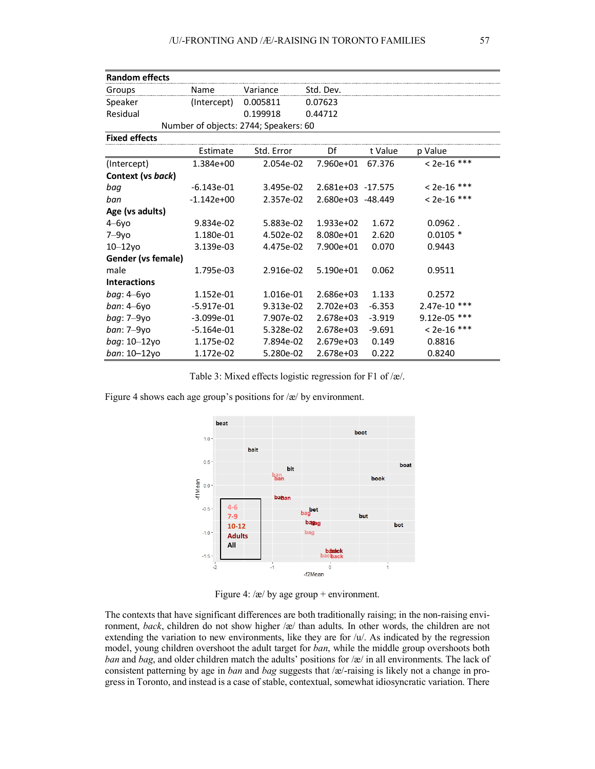| | | | | | |
|---|---|---|---|---|---|
| **Random effects** | | | | | |
| Groups | Name | Variance | Std. Dev. | | |
| Speaker | (Intercept) | 0.005811 | 0.07623 | | |
| Residual | | 0.199918 | 0.44712 | | |
| Number of objects: 2744; Speakers: 60 | | | | | |
| **Fixed effects** | | | | | |
| | Estimate | Std. Error | Df | t Value | p Value |
| (Intercept) | 1.384e+00 | 2.054e-02 | 7.960e+01 | 67.376 | < 2e-16 *** |
| **Context (vs *back*)** | | | | | |
| *bag* | -6.143e-01 | 3.495e-02 | 2.681e+03 | -17.575 | < 2e-16 *** |
| *ban* | -1.142e+00 | 2.357e-02 | 2.680e+03 | -48.449 | < 2e-16 *** |
| **Age (vs adults)** | | | | | |
| 4–6yo | 9.834e-02 | 5.883e-02 | 1.933e+02 | 1.672 | 0.0962 . |
| 7–9yo | 1.180e-01 | 4.502e-02 | 8.080e+01 | 2.620 | 0.0105 * |
| 10–12yo | 3.139e-03 | 4.475e-02 | 7.900e+01 | 0.070 | 0.9443 |
| **Gender (vs female)** | | | | | |
| male | 1.795e-03 | 2.916e-02 | 5.190e+01 | 0.062 | 0.9511 |
| **Interactions** | | | | | |
| *bag*: 4–6yo | 1.152e-01 | 1.016e-01 | 2.686e+03 | 1.133 | 0.2572 |
| *ban*: 4–6yo | -5.917e-01 | 9.313e-02 | 2.702e+03 | -6.353 | 2.47e-10 *** |
| *bag*: 7–9yo | -3.099e-01 | 7.907e-02 | 2.678e+03 | -3.919 | 9.12e-05 *** |
| *ban*: 7–9yo | -5.164e-01 | 5.328e-02 | 2.678e+03 | -9.691 | < 2e-16 *** |
| *bag*: 10–12yo | 1.175e-02 | 7.894e-02 | 2.679e+03 | 0.149 | 0.8816 |
| *ban*: 10–12yo | 1.172e-02 | 5.280e-02 | 2.678e+03 | 0.222 | 0.8240 |

Table 3: Mixed effects logistic regression for F1 of /æ/.

Figure 4 shows each age group's positions for /æ/ by environment.

beat
boot
bait
boat
bit
ban
ban
book
ban ban
4-6
7-9
10-12
Adults
All
bag bet
but
bag bag
bot
bag
back back
back back
1.0
0.5
0.0
-0.5
-1.0
-1.5
-f1Mean
-2
-1
0
1
-f2Mean

Figure 4: /æ/ by age group + environment.

The contexts that have significant differences are both traditionally raising; in the non-raising environment, *back*, children do not show higher /æ/ than adults. In other words, the children are not extending the variation to new environments, like they are for /u/. As indicated by the regression model, young children overshoot the adult target for *ban*, while the middle group overshoots both *ban* and *bag*, and older children match the adults' positions for /æ/ in all environments. The lack of consistent patterning by age in *ban* and *bag* suggests that /æ/-raising is likely not a change in progress in Toronto, and instead is a case of stable, contextual, somewhat idiosyncratic variation. There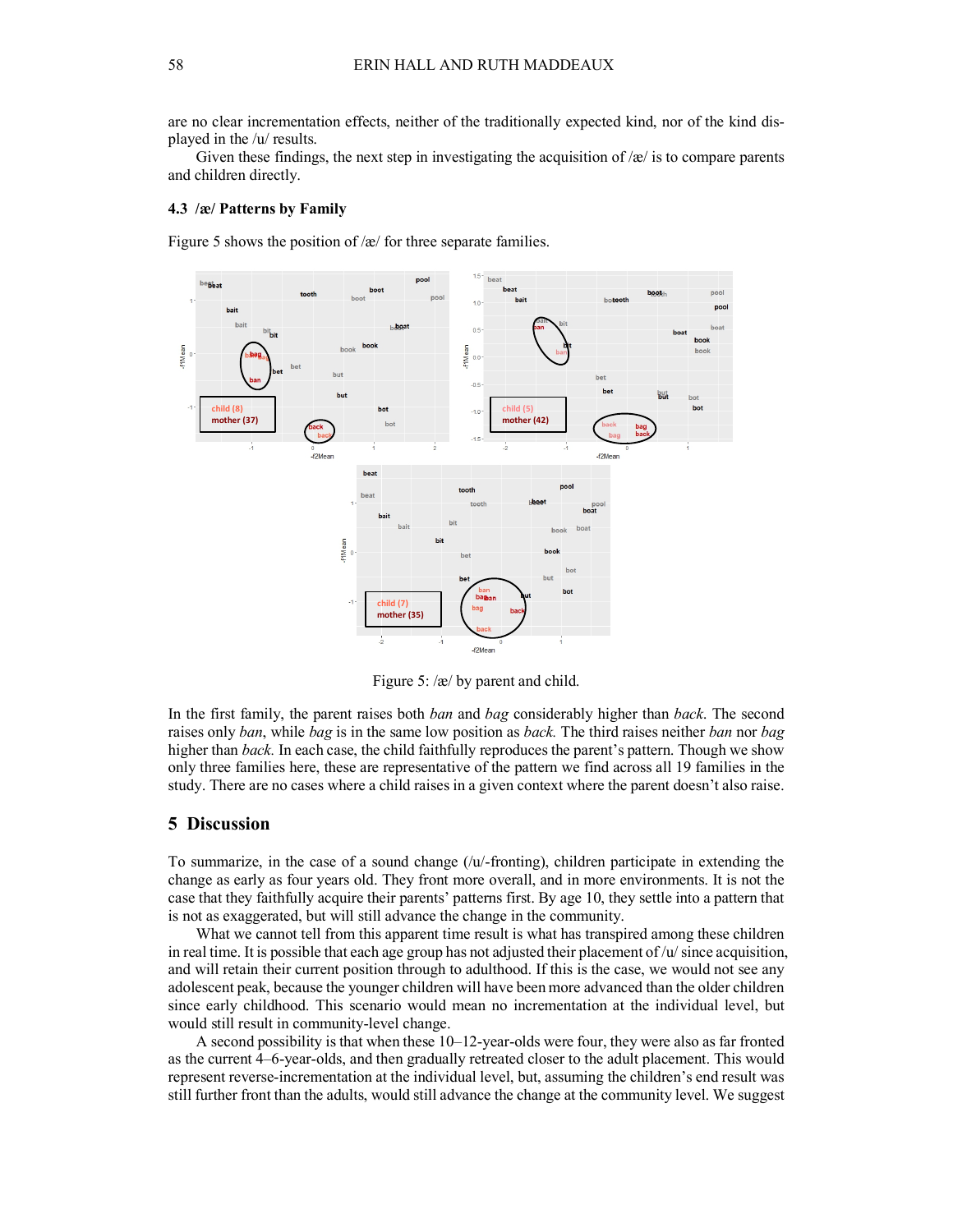are no clear incrementation effects, neither of the traditionally expected kind, nor of the kind displayed in the /u/ results.

Given these findings, the next step in investigating the acquisition of /æ/ is to compare parents and children directly.

### 4.3 /æ/ Patterns by Family

Figure 5 shows the position of /æ/ for three separate families.

child (8)
mother (37)

child (5)
mother (42)

child (7)
mother (35)

Figure 5: /æ/ by parent and child.

In the first family, the parent raises both *ban* and *bag* considerably higher than *back*. The second raises only *ban*, while *bag* is in the same low position as *back.* The third raises neither *ban* nor *bag* higher than *back.* In each case, the child faithfully reproduces the parent's pattern. Though we show only three families here, these are representative of the pattern we find across all 19 families in the study. There are no cases where a child raises in a given context where the parent doesn't also raise.

## 5 Discussion

To summarize, in the case of a sound change (/u/-fronting), children participate in extending the change as early as four years old. They front more overall, and in more environments. It is not the case that they faithfully acquire their parents' patterns first. By age 10, they settle into a pattern that is not as exaggerated, but will still advance the change in the community.

What we cannot tell from this apparent time result is what has transpired among these children in real time. It is possible that each age group has not adjusted their placement of /u/ since acquisition, and will retain their current position through to adulthood. If this is the case, we would not see any adolescent peak, because the younger children will have been more advanced than the older children since early childhood. This scenario would mean no incrementation at the individual level, but would still result in community-level change.

A second possibility is that when these 10–12-year-olds were four, they were also as far fronted as the current 4–6-year-olds, and then gradually retreated closer to the adult placement. This would represent reverse-incrementation at the individual level, but, assuming the children's end result was still further front than the adults, would still advance the change at the community level. We suggest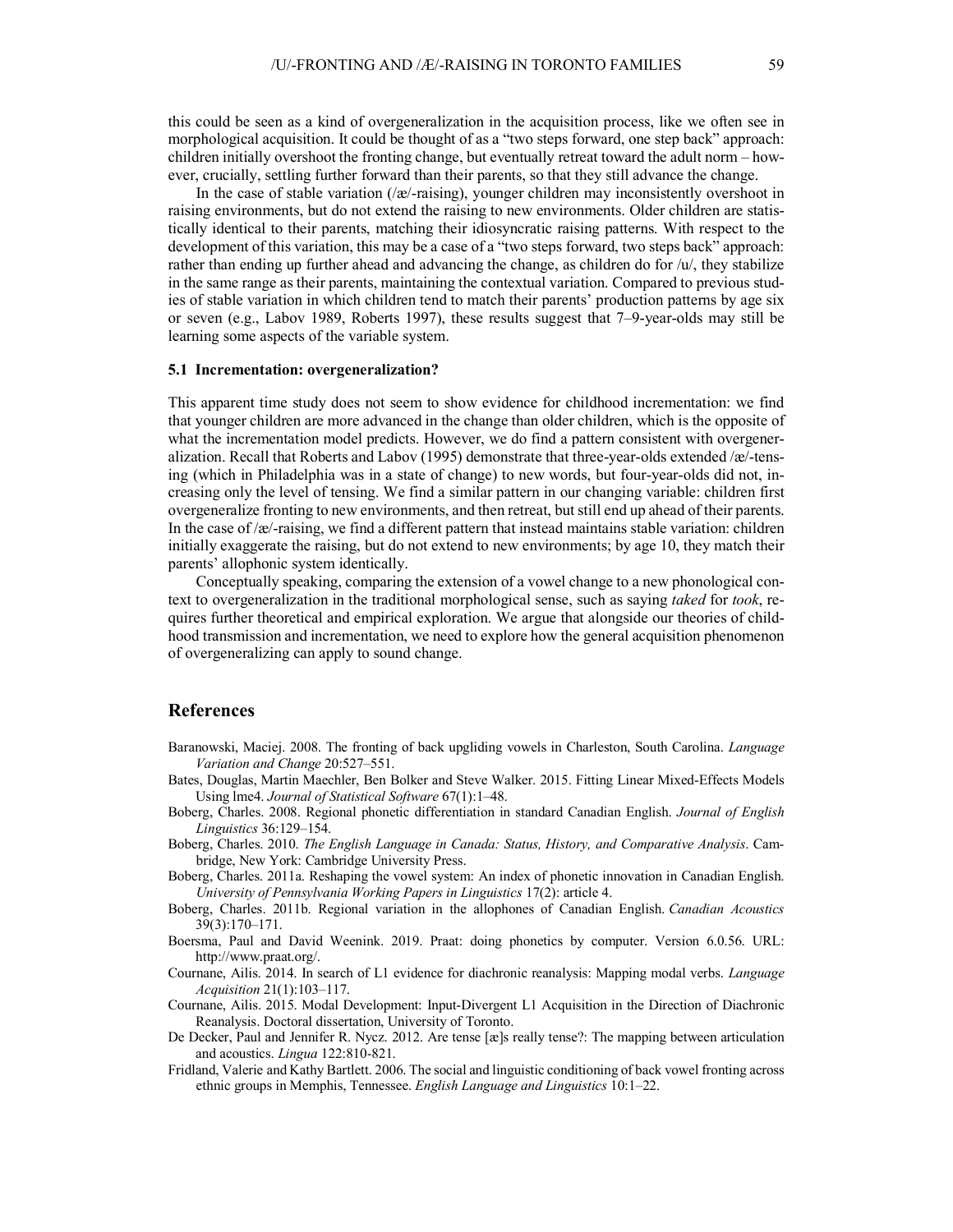this could be seen as a kind of overgeneralization in the acquisition process, like we often see in morphological acquisition. It could be thought of as a "two steps forward, one step back" approach: children initially overshoot the fronting change, but eventually retreat toward the adult norm – however, crucially, settling further forward than their parents, so that they still advance the change.

In the case of stable variation (/æ/-raising), younger children may inconsistently overshoot in raising environments, but do not extend the raising to new environments. Older children are statistically identical to their parents, matching their idiosyncratic raising patterns. With respect to the development of this variation, this may be a case of a "two steps forward, two steps back" approach: rather than ending up further ahead and advancing the change, as children do for /u/, they stabilize in the same range as their parents, maintaining the contextual variation. Compared to previous studies of stable variation in which children tend to match their parents' production patterns by age six or seven (e.g., Labov 1989, Roberts 1997), these results suggest that 7–9-year-olds may still be learning some aspects of the variable system.

### 5.1 Incrementation: overgeneralization?

This apparent time study does not seem to show evidence for childhood incrementation: we find that younger children are more advanced in the change than older children, which is the opposite of what the incrementation model predicts. However, we do find a pattern consistent with overgeneralization. Recall that Roberts and Labov (1995) demonstrate that three-year-olds extended /æ/-tensing (which in Philadelphia was in a state of change) to new words, but four-year-olds did not, increasing only the level of tensing. We find a similar pattern in our changing variable: children first overgeneralize fronting to new environments, and then retreat, but still end up ahead of their parents. In the case of /æ/-raising, we find a different pattern that instead maintains stable variation: children initially exaggerate the raising, but do not extend to new environments; by age 10, they match their parents' allophonic system identically.

Conceptually speaking, comparing the extension of a vowel change to a new phonological context to overgeneralization in the traditional morphological sense, such as saying *taked* for *took*, requires further theoretical and empirical exploration. We argue that alongside our theories of childhood transmission and incrementation, we need to explore how the general acquisition phenomenon of overgeneralizing can apply to sound change.

## References

Baranowski, Maciej. 2008. The fronting of back upgliding vowels in Charleston, South Carolina. *Language Variation and Change* 20:527–551.

Bates, Douglas, Martin Maechler, Ben Bolker and Steve Walker. 2015. Fitting Linear Mixed-Effects Models Using lme4. *Journal of Statistical Software* 67(1):1–48.

Boberg, Charles. 2008. Regional phonetic differentiation in standard Canadian English. *Journal of English Linguistics* 36:129–154.

Boberg, Charles. 2010. *The English Language in Canada: Status, History, and Comparative Analysis*. Cambridge, New York: Cambridge University Press.

Boberg, Charles. 2011a. Reshaping the vowel system: An index of phonetic innovation in Canadian English. *University of Pennsylvania Working Papers in Linguistics* 17(2): article 4.

Boberg, Charles. 2011b. Regional variation in the allophones of Canadian English. *Canadian Acoustics* 39(3):170–171.

Boersma, Paul and David Weenink. 2019. Praat: doing phonetics by computer. Version 6.0.56. URL: http://www.praat.org/.

Cournane, Ailis. 2014. In search of L1 evidence for diachronic reanalysis: Mapping modal verbs. *Language Acquisition* 21(1):103–117.

Cournane, Ailis. 2015. Modal Development: Input-Divergent L1 Acquisition in the Direction of Diachronic Reanalysis. Doctoral dissertation, University of Toronto.

De Decker, Paul and Jennifer R. Nycz. 2012. Are tense [æ]s really tense?: The mapping between articulation and acoustics. *Lingua* 122:810-821.

Fridland, Valerie and Kathy Bartlett. 2006. The social and linguistic conditioning of back vowel fronting across ethnic groups in Memphis, Tennessee. *English Language and Linguistics* 10:1–22.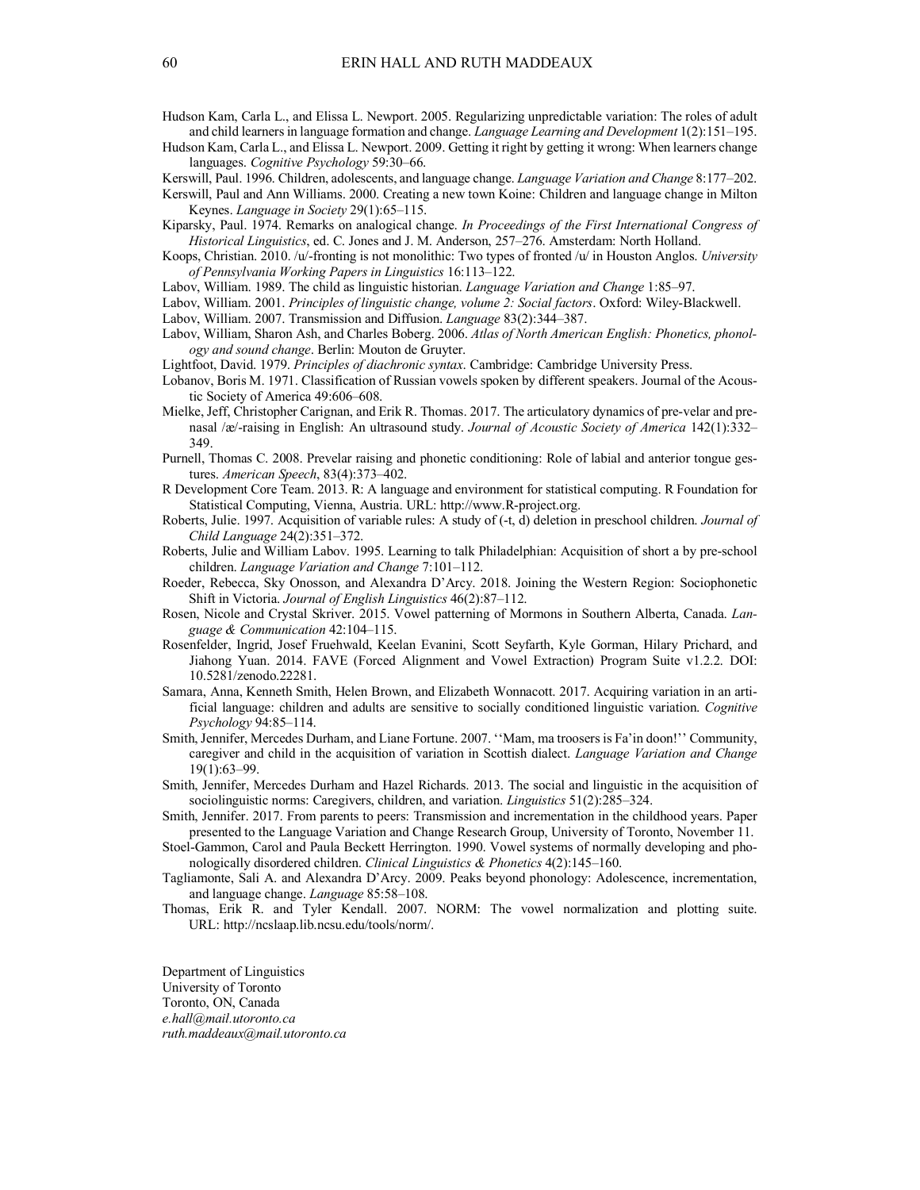Hudson Kam, Carla L., and Elissa L. Newport. 2005. Regularizing unpredictable variation: The roles of adult and child learners in language formation and change. *Language Learning and Development* 1(2):151–195.

Hudson Kam, Carla L., and Elissa L. Newport. 2009. Getting it right by getting it wrong: When learners change languages. *Cognitive Psychology* 59:30–66.

Kerswill, Paul. 1996. Children, adolescents, and language change. *Language Variation and Change* 8:177–202.

Kerswill, Paul and Ann Williams. 2000. Creating a new town Koine: Children and language change in Milton Keynes. *Language in Society* 29(1):65–115.

Kiparsky, Paul. 1974. Remarks on analogical change. *In Proceedings of the First International Congress of Historical Linguistics*, ed. C. Jones and J. M. Anderson, 257–276. Amsterdam: North Holland.

Koops, Christian. 2010. /u/-fronting is not monolithic: Two types of fronted /u/ in Houston Anglos. *University of Pennsylvania Working Papers in Linguistics* 16:113–122.

Labov, William. 1989. The child as linguistic historian. *Language Variation and Change* 1:85–97.

Labov, William. 2001. *Principles of linguistic change, volume 2: Social factors*. Oxford: Wiley-Blackwell.

Labov, William. 2007. Transmission and Diffusion. *Language* 83(2):344–387.

Labov, William, Sharon Ash, and Charles Boberg. 2006. *Atlas of North American English: Phonetics, phonology and sound change*. Berlin: Mouton de Gruyter.

Lightfoot, David. 1979. *Principles of diachronic syntax*. Cambridge: Cambridge University Press.

Lobanov, Boris M. 1971. Classification of Russian vowels spoken by different speakers. Journal of the Acoustic Society of America 49:606–608.

Mielke, Jeff, Christopher Carignan, and Erik R. Thomas. 2017. The articulatory dynamics of pre-velar and pre-nasal /æ/-raising in English: An ultrasound study. *Journal of Acoustic Society of America* 142(1):332–349.

Purnell, Thomas C. 2008. Prevelar raising and phonetic conditioning: Role of labial and anterior tongue gestures. *American Speech*, 83(4):373–402.

R Development Core Team. 2013. R: A language and environment for statistical computing. R Foundation for Statistical Computing, Vienna, Austria. URL: http://www.R-project.org.

Roberts, Julie. 1997. Acquisition of variable rules: A study of (-t, d) deletion in preschool children. *Journal of Child Language* 24(2):351–372.

Roberts, Julie and William Labov. 1995. Learning to talk Philadelphian: Acquisition of short a by pre-school children. *Language Variation and Change* 7:101–112.

Roeder, Rebecca, Sky Onosson, and Alexandra D'Arcy. 2018. Joining the Western Region: Sociophonetic Shift in Victoria. *Journal of English Linguistics* 46(2):87–112.

Rosen, Nicole and Crystal Skriver. 2015. Vowel patterning of Mormons in Southern Alberta, Canada. *Language & Communication* 42:104–115.

Rosenfelder, Ingrid, Josef Fruehwald, Keelan Evanini, Scott Seyfarth, Kyle Gorman, Hilary Prichard, and Jiahong Yuan. 2014. FAVE (Forced Alignment and Vowel Extraction) Program Suite v1.2.2. DOI: 10.5281/zenodo.22281.

Samara, Anna, Kenneth Smith, Helen Brown, and Elizabeth Wonnacott. 2017. Acquiring variation in an artificial language: children and adults are sensitive to socially conditioned linguistic variation. *Cognitive Psychology* 94:85–114.

Smith, Jennifer, Mercedes Durham, and Liane Fortune. 2007. ''Mam, ma troosers is Fa'in doon!'' Community, caregiver and child in the acquisition of variation in Scottish dialect. *Language Variation and Change* 19(1):63–99.

Smith, Jennifer, Mercedes Durham and Hazel Richards. 2013. The social and linguistic in the acquisition of sociolinguistic norms: Caregivers, children, and variation. *Linguistics* 51(2):285–324.

Smith, Jennifer. 2017. From parents to peers: Transmission and incrementation in the childhood years. Paper presented to the Language Variation and Change Research Group, University of Toronto, November 11.

Stoel-Gammon, Carol and Paula Beckett Herrington. 1990. Vowel systems of normally developing and phonologically disordered children. *Clinical Linguistics & Phonetics* 4(2):145–160.

Tagliamonte, Sali A. and Alexandra D'Arcy. 2009. Peaks beyond phonology: Adolescence, incrementation, and language change. *Language* 85:58–108.

Thomas, Erik R. and Tyler Kendall. 2007. NORM: The vowel normalization and plotting suite. URL: http://ncslaap.lib.ncsu.edu/tools/norm/.

Department of Linguistics
University of Toronto
Toronto, ON, Canada
*e.hall@mail.utoronto.ca*
*ruth.maddeaux@mail.utoronto.ca*